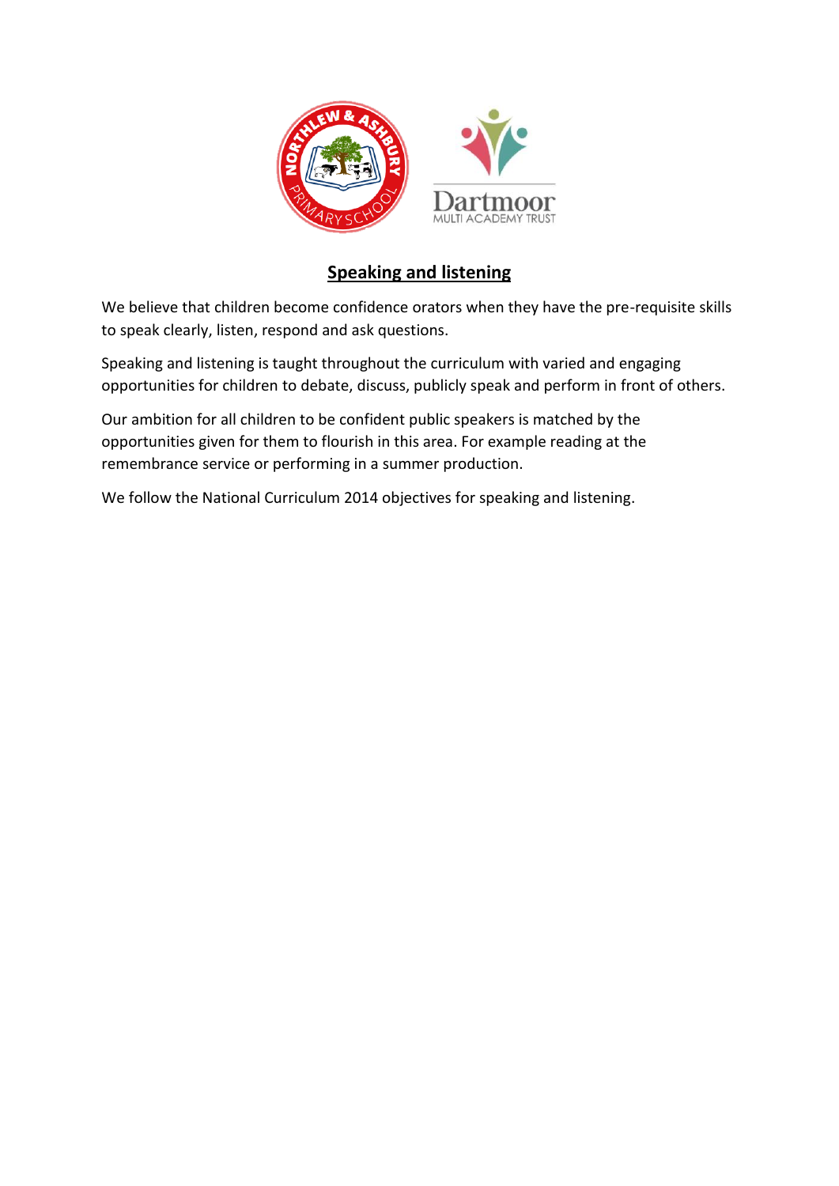## Speaking and listening

We believe that children become confidence orators when they have the pre-requisite skills to speak clearly, listen, respond and ask questions.

Speaking and listening is taught throughout the curriculum with varied and engaging opportunities for children to debate, discuss, publicly speak and perform in front of others.

Our ambition for all children to be confident public speakers is matched by the opportunities given for them to flourish in this area. For example reading at the remembrance service or performing in a summer production.

We follow the National Curriculum 2014 objectives for speaking and listening.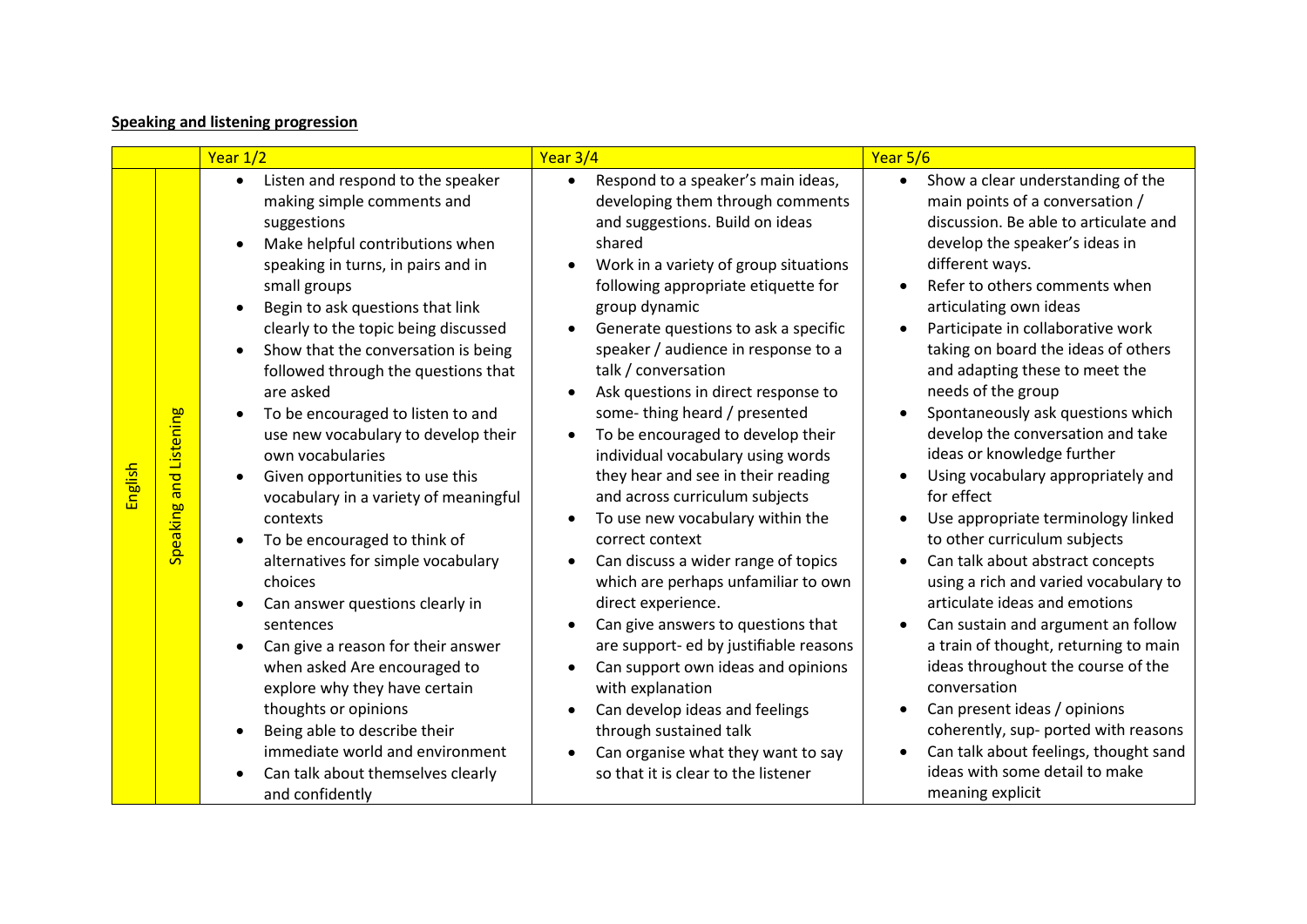**Speaking and listening progression**

| | | Year 1/2 | Year 3/4 | Year 5/6 |
|---|---|---|---|---|
| English | Speaking and Listening | • Listen and respond to the speaker making simple comments and suggestions<br>• Make helpful contributions when speaking in turns, in pairs and in small groups<br>• Begin to ask questions that link clearly to the topic being discussed<br>• Show that the conversation is being followed through the questions that are asked<br>• To be encouraged to listen to and use new vocabulary to develop their own vocabularies<br>• Given opportunities to use this vocabulary in a variety of meaningful contexts<br>• To be encouraged to think of alternatives for simple vocabulary choices<br>• Can answer questions clearly in sentences<br>• Can give a reason for their answer when asked Are encouraged to explore why they have certain thoughts or opinions<br>• Being able to describe their immediate world and environment<br>• Can talk about themselves clearly and confidently | • Respond to a speaker's main ideas, developing them through comments and suggestions. Build on ideas shared<br>• Work in a variety of group situations following appropriate etiquette for group dynamic<br>• Generate questions to ask a specific speaker / audience in response to a talk / conversation<br>• Ask questions in direct response to some- thing heard / presented<br>• To be encouraged to develop their individual vocabulary using words they hear and see in their reading and across curriculum subjects<br>• To use new vocabulary within the correct context<br>• Can discuss a wider range of topics which are perhaps unfamiliar to own direct experience.<br>• Can give answers to questions that are support- ed by justifiable reasons<br>• Can support own ideas and opinions with explanation<br>• Can develop ideas and feelings through sustained talk<br>• Can organise what they want to say so that it is clear to the listener | • Show a clear understanding of the main points of a conversation / discussion. Be able to articulate and develop the speaker's ideas in different ways.<br>• Refer to others comments when articulating own ideas<br>• Participate in collaborative work taking on board the ideas of others and adapting these to meet the needs of the group<br>• Spontaneously ask questions which develop the conversation and take ideas or knowledge further<br>• Using vocabulary appropriately and for effect<br>• Use appropriate terminology linked to other curriculum subjects<br>• Can talk about abstract concepts using a rich and varied vocabulary to articulate ideas and emotions<br>• Can sustain and argument an follow a train of thought, returning to main ideas throughout the course of the conversation<br>• Can present ideas / opinions coherently, sup- ported with reasons<br>• Can talk about feelings, thought sand ideas with some detail to make meaning explicit |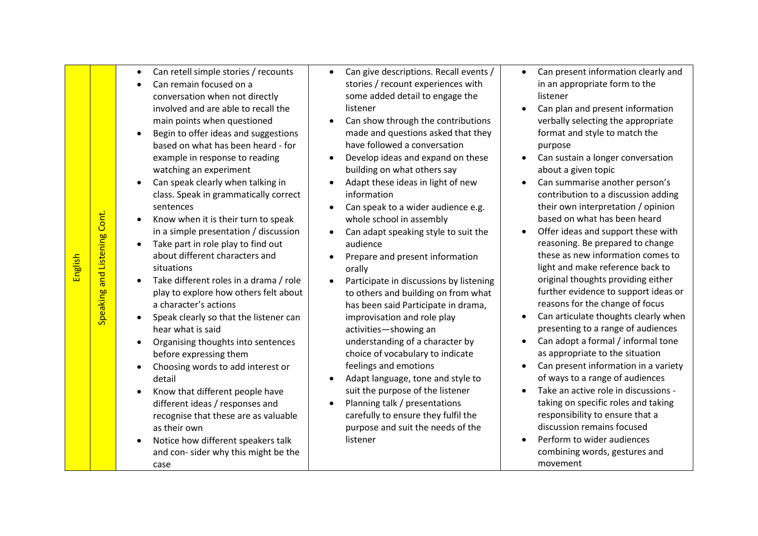| English | Speaking and Listening Cont. | <ul><li>Can retell simple stories / recounts</li><li>Can remain focused on a conversation when not directly involved and are able to recall the main points when questioned</li><li>Begin to offer ideas and suggestions based on what has been heard - for example in response to reading watching an experiment</li><li>Can speak clearly when talking in class. Speak in grammatically correct sentences</li><li>Know when it is their turn to speak in a simple presentation / discussion</li><li>Take part in role play to find out about different characters and situations</li><li>Take different roles in a drama / role play to explore how others felt about a character's actions</li><li>Speak clearly so that the listener can hear what is said</li><li>Organising thoughts into sentences before expressing them</li><li>Choosing words to add interest or detail</li><li>Know that different people have different ideas / responses and recognise that these are as valuable as their own</li><li>Notice how different speakers talk and con- sider why this might be the case</li></ul> | <ul><li>Can give descriptions. Recall events / stories / recount experiences with some added detail to engage the listener</li><li>Can show through the contributions made and questions asked that they have followed a conversation</li><li>Develop ideas and expand on these building on what others say</li><li>Adapt these ideas in light of new information</li><li>Can speak to a wider audience e.g. whole school in assembly</li><li>Can adapt speaking style to suit the audience</li><li>Prepare and present information orally</li><li>Participate in discussions by listening to others and building on from what has been said Participate in drama, improvisation and role play activities—showing an understanding of a character by choice of vocabulary to indicate feelings and emotions</li><li>Adapt language, tone and style to suit the purpose of the listener</li><li>Planning talk / presentations carefully to ensure they fulfil the purpose and suit the needs of the listener</li></ul> | <ul><li>Can present information clearly and in an appropriate form to the listener</li><li>Can plan and present information verbally selecting the appropriate format and style to match the purpose</li><li>Can sustain a longer conversation about a given topic</li><li>Can summarise another person's contribution to a discussion adding their own interpretation / opinion based on what has been heard</li><li>Offer ideas and support these with reasoning. Be prepared to change these as new information comes to light and make reference back to original thoughts providing either further evidence to support ideas or reasons for the change of focus</li><li>Can articulate thoughts clearly when presenting to a range of audiences</li><li>Can adopt a formal / informal tone as appropriate to the situation</li><li>Can present information in a variety of ways to a range of audiences</li><li>Take an active role in discussions - taking on specific roles and taking responsibility to ensure that a discussion remains focused</li><li>Perform to wider audiences combining words, gestures and movement</li></ul> |
|---|---|---|---|---|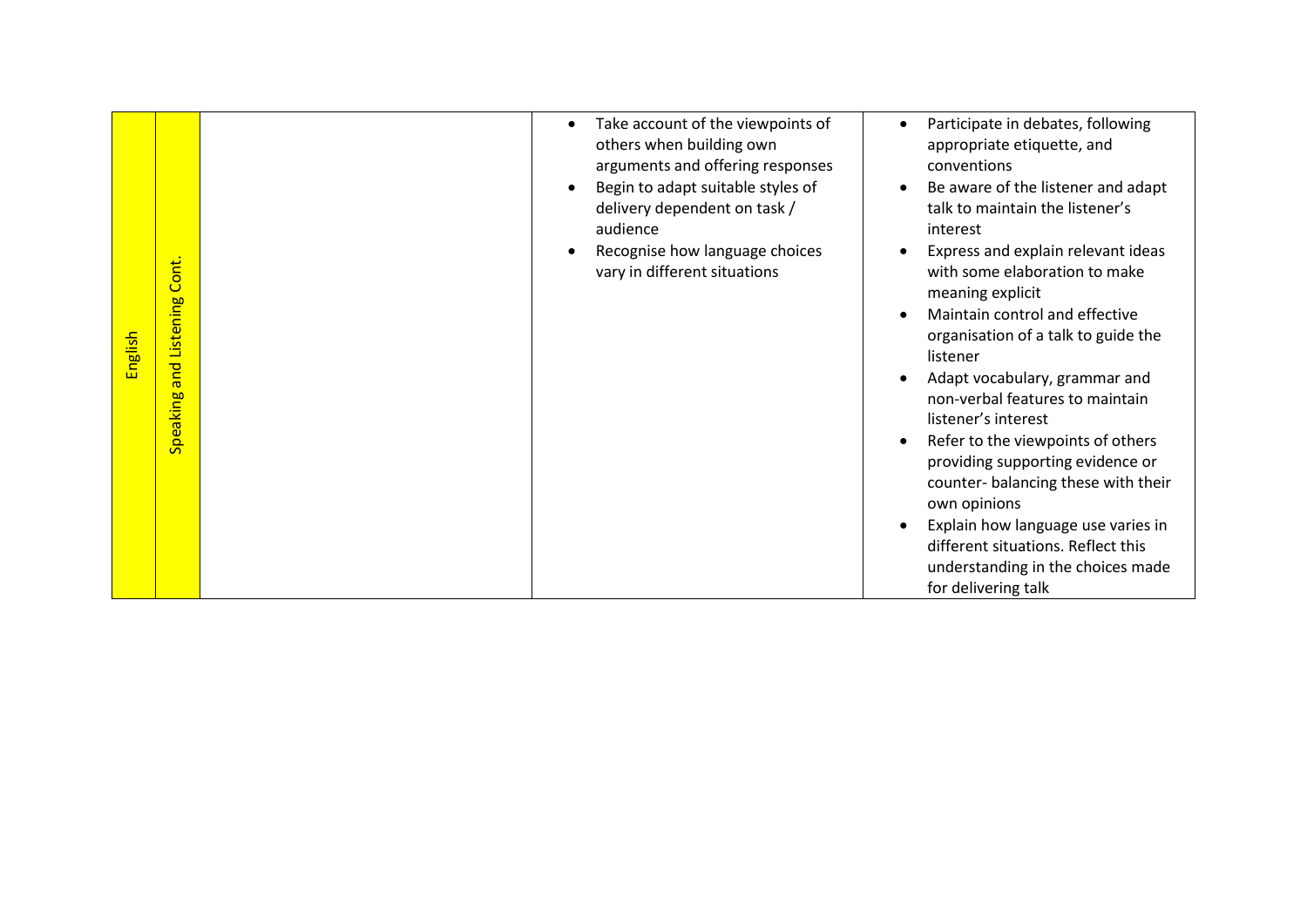| | | | | |
|---|---|---|---|---|
| English | Speaking and Listening Cont. | | • Take account of the viewpoints of others when building own arguments and offering responses<br>• Begin to adapt suitable styles of delivery dependent on task / audience<br>• Recognise how language choices vary in different situations | • Participate in debates, following appropriate etiquette, and conventions<br>• Be aware of the listener and adapt talk to maintain the listener's interest<br>• Express and explain relevant ideas with some elaboration to make meaning explicit<br>• Maintain control and effective organisation of a talk to guide the listener<br>• Adapt vocabulary, grammar and non-verbal features to maintain listener's interest<br>• Refer to the viewpoints of others providing supporting evidence or counter- balancing these with their own opinions<br>• Explain how language use varies in different situations. Reflect this understanding in the choices made for delivering talk |